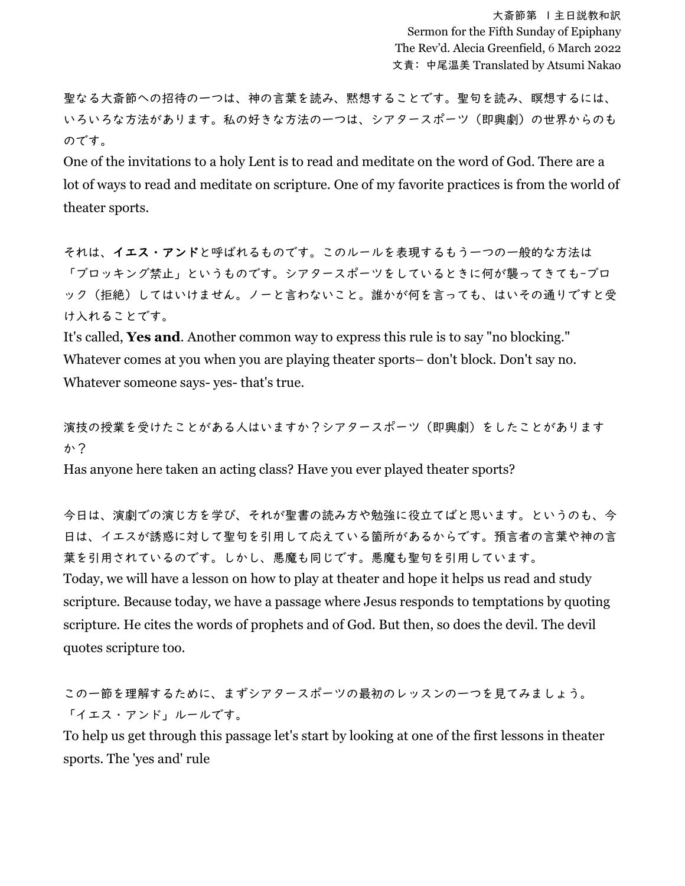大斎節第 Ｉ主日説教和訳
Sermon for the Fifth Sunday of Epiphany
The Rev'd. Alecia Greenfield, 6 March 2022
文責：中尾温美 Translated by Atsumi Nakao

聖なる大斎節への招待の一つは、神の言葉を読み、黙想することです。聖句を読み、瞑想するには、いろいろな方法があります。私の好きな方法の一つは、シアタースポーツ（即興劇）の世界からのものです。
One of the invitations to a holy Lent is to read and meditate on the word of God. There are a lot of ways to read and meditate on scripture. One of my favorite practices is from the world of theater sports.

それは、**イエス・アンド**と呼ばれるものです。このルールを表現するもう一つの一般的な方法は「ブロッキング禁止」というものです。シアタースポーツをしているときに何が襲ってきても-ブロック（拒絶）してはいけません。ノーと言わないこと。誰かが何を言っても、はいその通りですと受け入れることです。
It's called, **Yes and**. Another common way to express this rule is to say "no blocking." Whatever comes at you when you are playing theater sports– don't block. Don't say no. Whatever someone says- yes- that's true.

演技の授業を受けたことがある人はいますか？シアタースポーツ（即興劇）をしたことがありますか？
Has anyone here taken an acting class? Have you ever played theater sports?

今日は、演劇での演じ方を学び、それが聖書の読み方や勉強に役立てばと思います。というのも、今日は、イエスが誘惑に対して聖句を引用して応えている箇所があるからです。預言者の言葉や神の言葉を引用されているのです。しかし、悪魔も同じです。悪魔も聖句を引用しています。
Today, we will have a lesson on how to play at theater and hope it helps us read and study scripture. Because today, we have a passage where Jesus responds to temptations by quoting scripture. He cites the words of prophets and of God. But then, so does the devil. The devil quotes scripture too.

この一節を理解するために、まずシアタースポーツの最初のレッスンの一つを見てみましょう。「イエス・アンド」ルールです。
To help us get through this passage let's start by looking at one of the first lessons in theater sports. The 'yes and' rule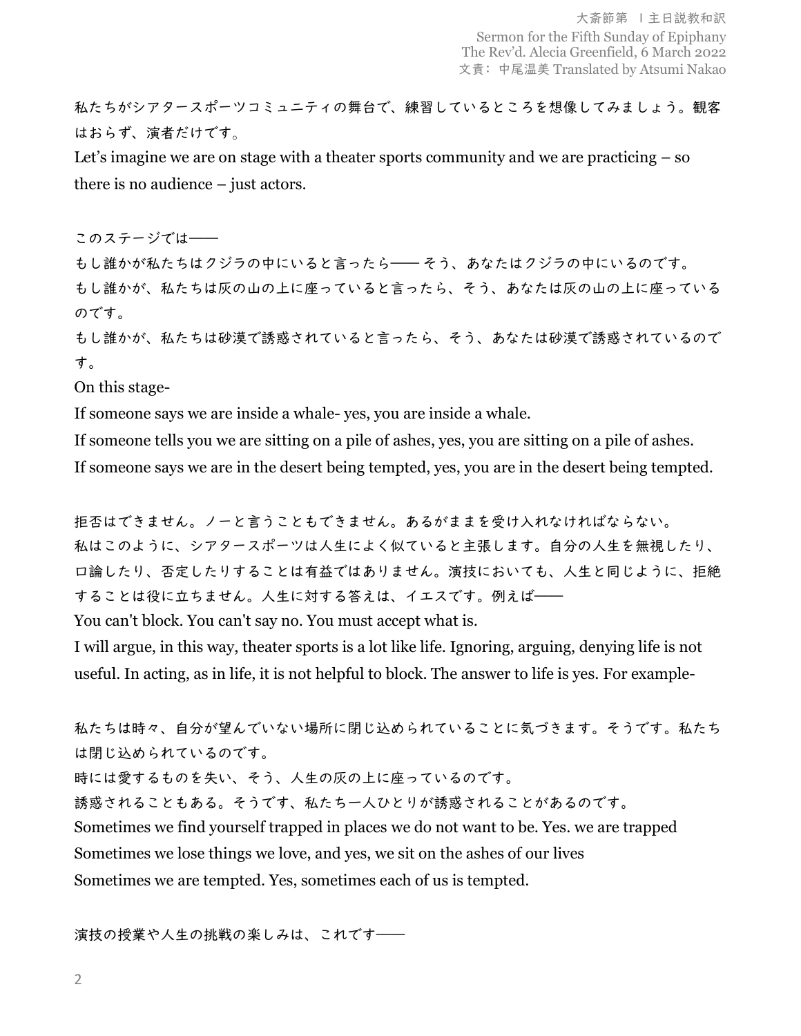私たちがシアタースポーツコミュニティの舞台で、練習しているところを想像してみましょう。観客はおらず、演者だけです。
Let's imagine we are on stage with a theater sports community and we are practicing – so there is no audience – just actors.

このステージでは——
もし誰かが私たちはクジラの中にいると言ったら—— そう、あなたはクジラの中にいるのです。
もし誰かが、私たちは灰の山の上に座っていると言ったら、そう、あなたは灰の山の上に座っているのです。
もし誰かが、私たちは砂漠で誘惑されていると言ったら、そう、あなたは砂漠で誘惑されているのです。
On this stage-
If someone says we are inside a whale- yes, you are inside a whale.
If someone tells you we are sitting on a pile of ashes, yes, you are sitting on a pile of ashes.
If someone says we are in the desert being tempted, yes, you are in the desert being tempted.

拒否はできません。ノーと言うこともできません。あるがままを受け入れなければならない。
私はこのように、シアタースポーツは人生によく似ていると主張します。自分の人生を無視したり、口論したり、否定したりすることは有益ではありません。演技においても、人生と同じように、拒絶することは役に立ちません。人生に対する答えは、イエスです。例えば——
You can't block. You can't say no. You must accept what is.
I will argue, in this way, theater sports is a lot like life. Ignoring, arguing, denying life is not useful. In acting, as in life, it is not helpful to block. The answer to life is yes. For example-

私たちは時々、自分が望んでいない場所に閉じ込められていることに気づきます。そうです。私たちは閉じ込められているのです。
時には愛するものを失い、そう、人生の灰の上に座っているのです。
誘惑されることもある。そうです、私たち一人ひとりが誘惑されることがあるのです。
Sometimes we find yourself trapped in places we do not want to be. Yes. we are trapped
Sometimes we lose things we love, and yes, we sit on the ashes of our lives
Sometimes we are tempted. Yes, sometimes each of us is tempted.

演技の授業や人生の挑戦の楽しみは、これです——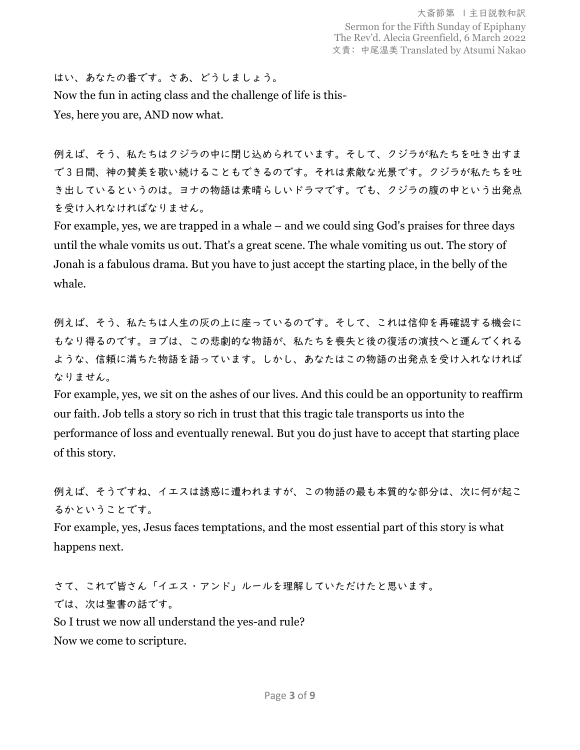はい、あなたの番です。さあ、どうしましょう。
Now the fun in acting class and the challenge of life is this-
Yes, here you are, AND now what.

例えば、そう、私たちはクジラの中に閉じ込められています。そして、クジラが私たちを吐き出すまで 3 日間、神の賛美を歌い続けることもできるのです。それは素敵な光景です。クジラが私たちを吐き出しているというのは。ヨナの物語は素晴らしいドラマです。でも、クジラの腹の中という出発点を受け入れなければなりません。
For example, yes, we are trapped in a whale – and we could sing God's praises for three days until the whale vomits us out. That's a great scene. The whale vomiting us out. The story of Jonah is a fabulous drama. But you have to just accept the starting place, in the belly of the whale.

例えば、そう、私たちは人生の灰の上に座っているのです。そして、これは信仰を再確認する機会にもなり得るのです。ヨブは、この悲劇的な物語が、私たちを喪失と後の復活の演技へと運んでくれるような、信頼に満ちた物語を語っています。しかし、あなたはこの物語の出発点を受け入れなければなりません。
For example, yes, we sit on the ashes of our lives. And this could be an opportunity to reaffirm our faith. Job tells a story so rich in trust that this tragic tale transports us into the performance of loss and eventually renewal. But you do just have to accept that starting place of this story.

例えば、そうですね、イエスは誘惑に遭われますが、この物語の最も本質的な部分は、次に何が起こるかということです。
For example, yes, Jesus faces temptations, and the most essential part of this story is what happens next.

さて、これで皆さん「イエス・アンド」ルールを理解していただけたと思います。
では、次は聖書の話です。
So I trust we now all understand the yes-and rule?
Now we come to scripture.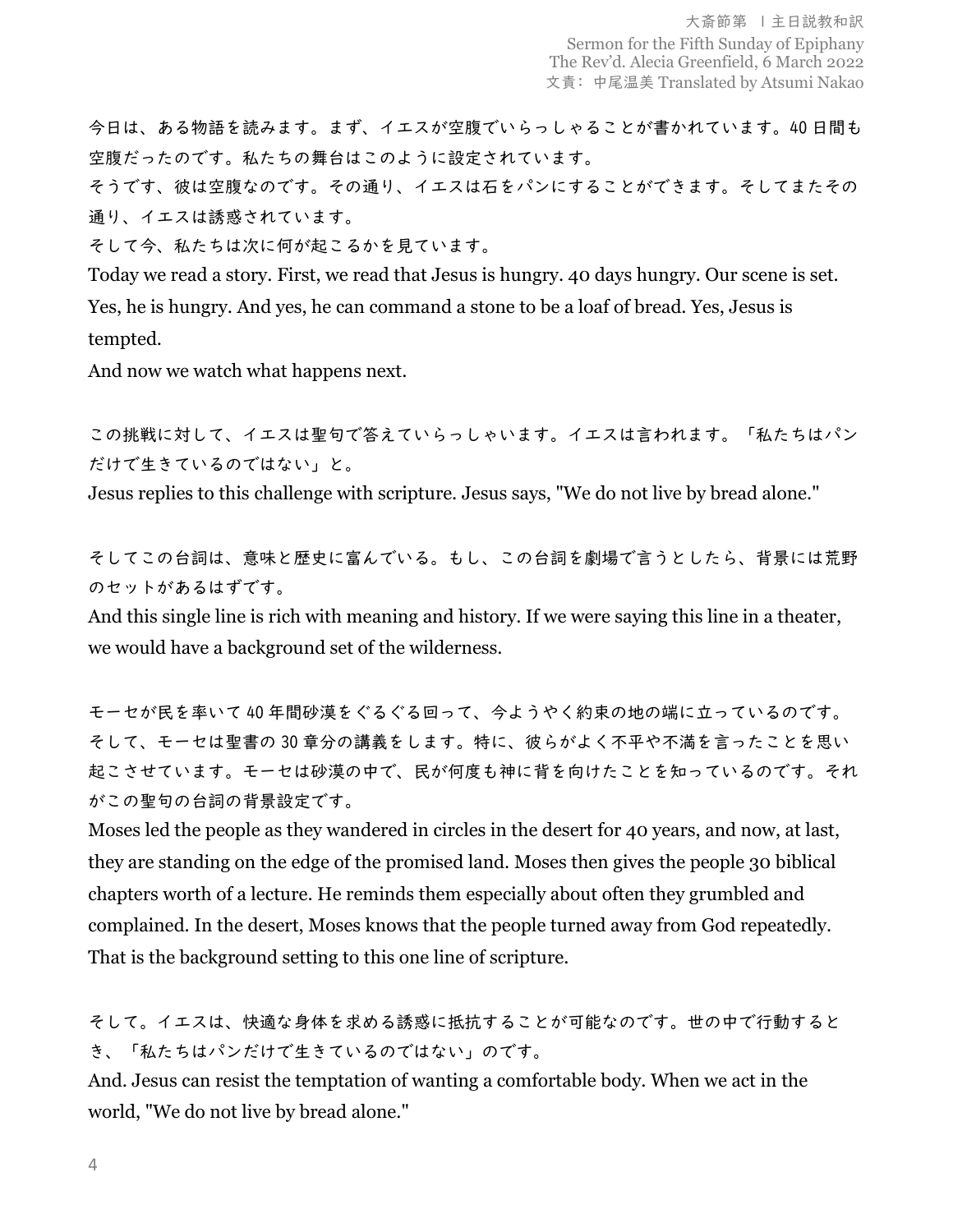今日は、ある物語を読みます。まず、イエスが空腹でいらっしゃることが書かれています。40 日間も空腹だったのです。私たちの舞台はこのように設定されています。
そうです、彼は空腹なのです。その通り、イエスは石をパンにすることができます。そしてまたその通り、イエスは誘惑されています。
そして今、私たちは次に何が起こるかを見ています。
Today we read a story. First, we read that Jesus is hungry. 40 days hungry. Our scene is set.
Yes, he is hungry. And yes, he can command a stone to be a loaf of bread. Yes, Jesus is tempted.
And now we watch what happens next.

この挑戦に対して、イエスは聖句で答えていらっしゃいます。イエスは言われます。「私たちはパンだけで生きているのではない」と。
Jesus replies to this challenge with scripture. Jesus says, "We do not live by bread alone."

そしてこの台詞は、意味と歴史に富んでいる。もし、この台詞を劇場で言うとしたら、背景には荒野のセットがあるはずです。
And this single line is rich with meaning and history. If we were saying this line in a theater, we would have a background set of the wilderness.

モーセが民を率いて 40 年間砂漠をぐるぐる回って、今ようやく約束の地の端に立っているのです。そして、モーセは聖書の 30 章分の講義をします。特に、彼らがよく不平や不満を言ったことを思い起こさせています。モーセは砂漠の中で、民が何度も神に背を向けたことを知っているのです。それがこの聖句の台詞の背景設定です。
Moses led the people as they wandered in circles in the desert for 40 years, and now, at last, they are standing on the edge of the promised land. Moses then gives the people 30 biblical chapters worth of a lecture. He reminds them especially about often they grumbled and complained. In the desert, Moses knows that the people turned away from God repeatedly. That is the background setting to this one line of scripture.

そして。イエスは、快適な身体を求める誘惑に抵抗することが可能なのです。世の中で行動するとき、「私たちはパンだけで生きているのではない」のです。
And. Jesus can resist the temptation of wanting a comfortable body. When we act in the world, "We do not live by bread alone."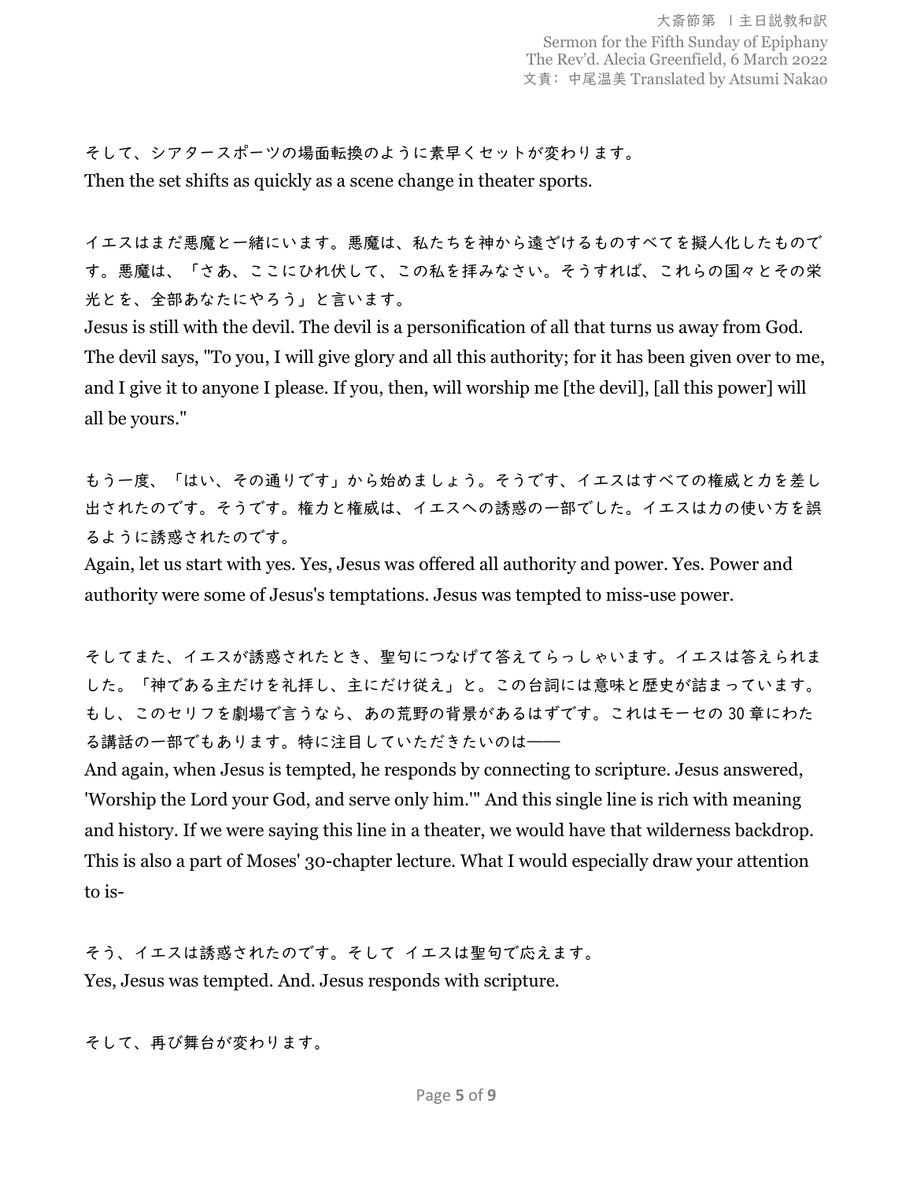そして、シアタースポーツの場面転換のように素早くセットが変わります。
Then the set shifts as quickly as a scene change in theater sports.

イエスはまだ悪魔と一緒にいます。悪魔は、私たちを神から遠ざけるものすべてを擬人化したものです。悪魔は、「さあ、ここにひれ伏して、この私を拝みなさい。そうすれば、これらの国々とその栄光とを、全部あなたにやろう」と言います。
Jesus is still with the devil. The devil is a personification of all that turns us away from God. The devil says, "To you, I will give glory and all this authority; for it has been given over to me, and I give it to anyone I please. If you, then, will worship me [the devil], [all this power] will all be yours."

もう一度、「はい、その通りです」から始めましょう。そうです、イエスはすべての権威と力を差し出されたのです。そうです。権力と権威は、イエスへの誘惑の一部でした。イエスは力の使い方を誤るように誘惑されたのです。
Again, let us start with yes. Yes, Jesus was offered all authority and power. Yes. Power and authority were some of Jesus's temptations. Jesus was tempted to miss-use power.

そしてまた、イエスが誘惑されたとき、聖句につなげて答えてらっしゃいます。イエスは答えられました。「神である主だけを礼拝し、主にだけ従え」と。この台詞には意味と歴史が詰まっています。もし、このセリフを劇場で言うなら、あの荒野の背景があるはずです。これはモーセの 30 章にわたる講話の一部でもあります。特に注目していただきたいのは――
And again, when Jesus is tempted, he responds by connecting to scripture. Jesus answered, 'Worship the Lord your God, and serve only him.'" And this single line is rich with meaning and history. If we were saying this line in a theater, we would have that wilderness backdrop. This is also a part of Moses' 30-chapter lecture. What I would especially draw your attention to is-

そう、イエスは誘惑されたのです。そして イエスは聖句で応えます。
Yes, Jesus was tempted. And. Jesus responds with scripture.

そして、再び舞台が変わります。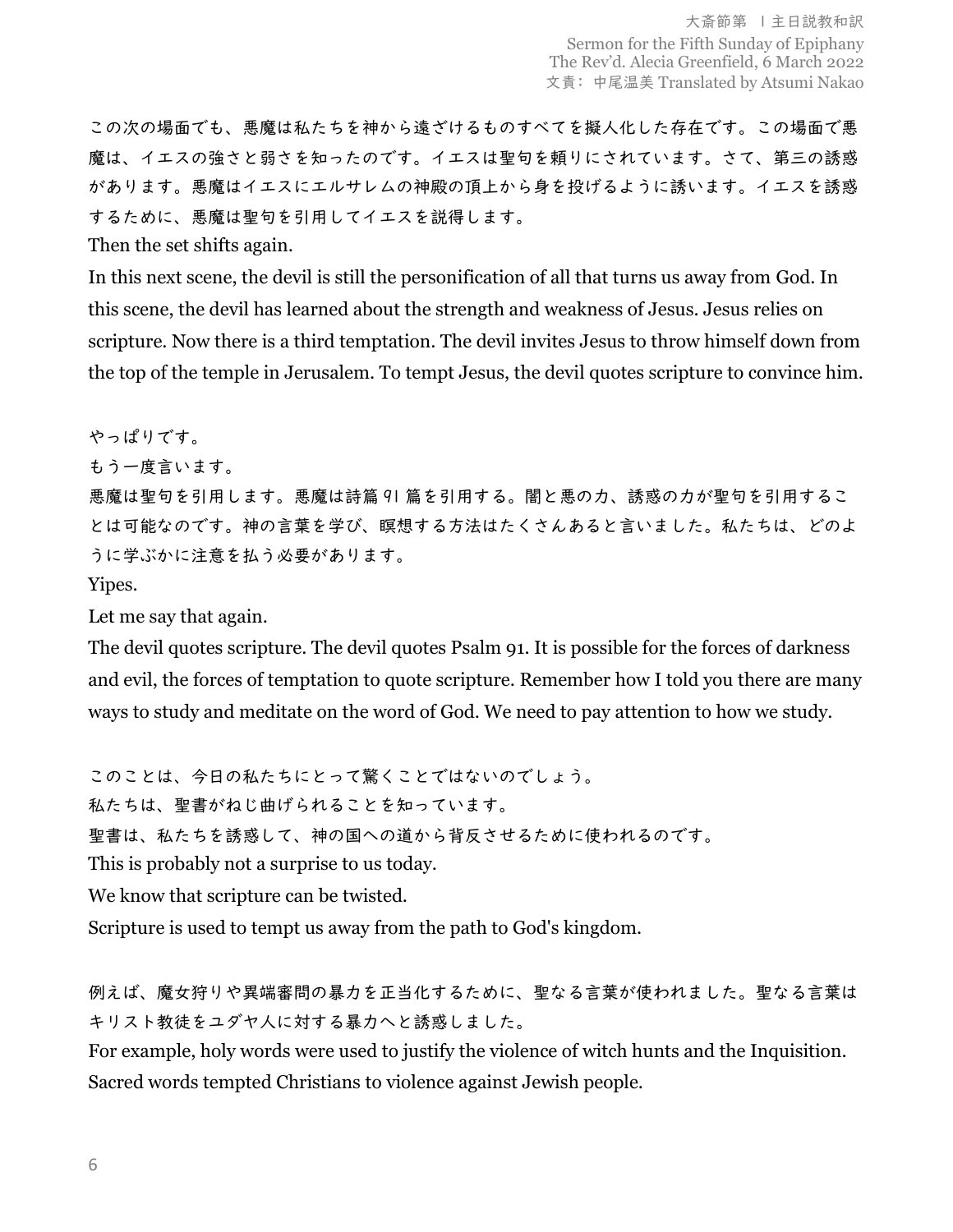この次の場面でも、悪魔は私たちを神から遠ざけるものすべてを擬人化した存在です。この場面で悪魔は、イエスの強さと弱さを知ったのです。イエスは聖句を頼りにされています。さて、第三の誘惑があります。悪魔はイエスにエルサレムの神殿の頂上から身を投げるように誘います。イエスを誘惑するために、悪魔は聖句を引用してイエスを説得します。

Then the set shifts again.

In this next scene, the devil is still the personification of all that turns us away from God. In this scene, the devil has learned about the strength and weakness of Jesus. Jesus relies on scripture. Now there is a third temptation. The devil invites Jesus to throw himself down from the top of the temple in Jerusalem. To tempt Jesus, the devil quotes scripture to convince him.

やっぱりです。

もう一度言います。

悪魔は聖句を引用します。悪魔は詩篇 91 篇を引用する。闇と悪の力、誘惑の力が聖句を引用することは可能なのです。神の言葉を学び、瞑想する方法はたくさんあると言いました。私たちは、どのように学ぶかに注意を払う必要があります。

Yipes.

Let me say that again.

The devil quotes scripture. The devil quotes Psalm 91. It is possible for the forces of darkness and evil, the forces of temptation to quote scripture. Remember how I told you there are many ways to study and meditate on the word of God. We need to pay attention to how we study.

このことは、今日の私たちにとって驚くことではないのでしょう。

私たちは、聖書がねじ曲げられることを知っています。

聖書は、私たちを誘惑して、神の国への道から背反させるために使われるのです。

This is probably not a surprise to us today.

We know that scripture can be twisted.

Scripture is used to tempt us away from the path to God's kingdom.

例えば、魔女狩りや異端審問の暴力を正当化するために、聖なる言葉が使われました。聖なる言葉はキリスト教徒をユダヤ人に対する暴力へと誘惑しました。

For example, holy words were used to justify the violence of witch hunts and the Inquisition. Sacred words tempted Christians to violence against Jewish people.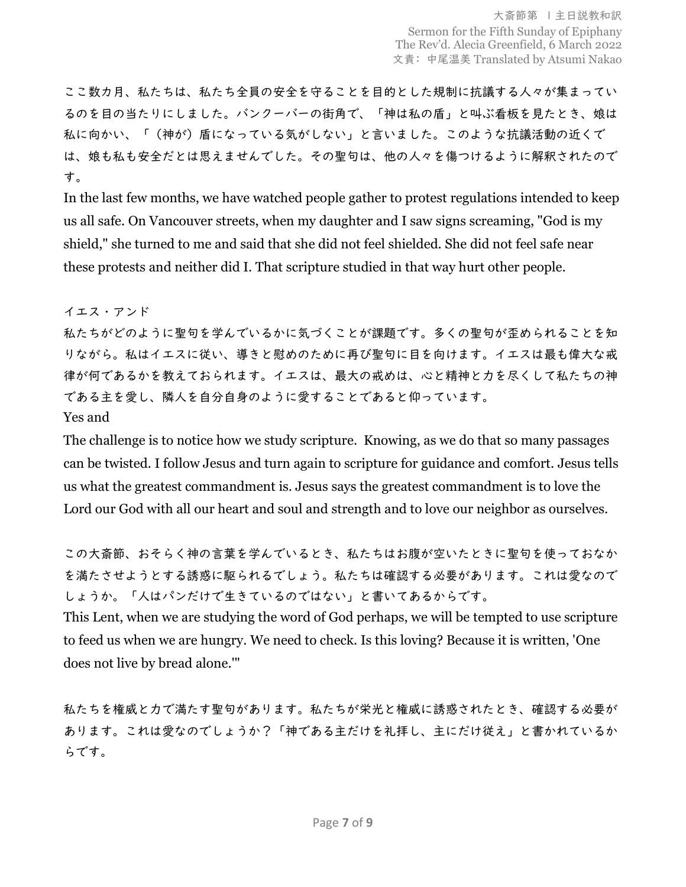ここ数カ月、私たちは、私たち全員の安全を守ることを目的とした規制に抗議する人々が集まっているのを目の当たりにしました。バンクーバーの街角で、「神は私の盾」と叫ぶ看板を見たとき、娘は私に向かい、「（神が）盾になっている気がしない」と言いました。このような抗議活動の近くでは、娘も私も安全だとは思えませんでした。その聖句は、他の人々を傷つけるように解釈されたのです。

In the last few months, we have watched people gather to protest regulations intended to keep us all safe. On Vancouver streets, when my daughter and I saw signs screaming, "God is my shield," she turned to me and said that she did not feel shielded. She did not feel safe near these protests and neither did I. That scripture studied in that way hurt other people.

イエス・アンド

私たちがどのように聖句を学んでいるかに気づくことが課題です。多くの聖句が歪められることを知りながら。私はイエスに従い、導きと慰めのために再び聖句に目を向けます。イエスは最も偉大な戒律が何であるかを教えておられます。イエスは、最大の戒めは、心と精神と力を尽くして私たちの神である主を愛し、隣人を自分自身のように愛することであると仰っています。

Yes and

The challenge is to notice how we study scripture. Knowing, as we do that so many passages can be twisted. I follow Jesus and turn again to scripture for guidance and comfort. Jesus tells us what the greatest commandment is. Jesus says the greatest commandment is to love the Lord our God with all our heart and soul and strength and to love our neighbor as ourselves.

この大斎節、おそらく神の言葉を学んでいるとき、私たちはお腹が空いたときに聖句を使っておなかを満たさせようとする誘惑に駆られるでしょう。私たちは確認する必要があります。これは愛なのでしょうか。「人はパンだけで生きているのではない」と書いてあるからです。

This Lent, when we are studying the word of God perhaps, we will be tempted to use scripture to feed us when we are hungry. We need to check. Is this loving? Because it is written, 'One does not live by bread alone.'"

私たちを権威と力で満たす聖句があります。私たちが栄光と権威に誘惑されたとき、確認する必要があります。これは愛なのでしょうか？「神である主だけを礼拝し、主にだけ従え」と書かれているからです。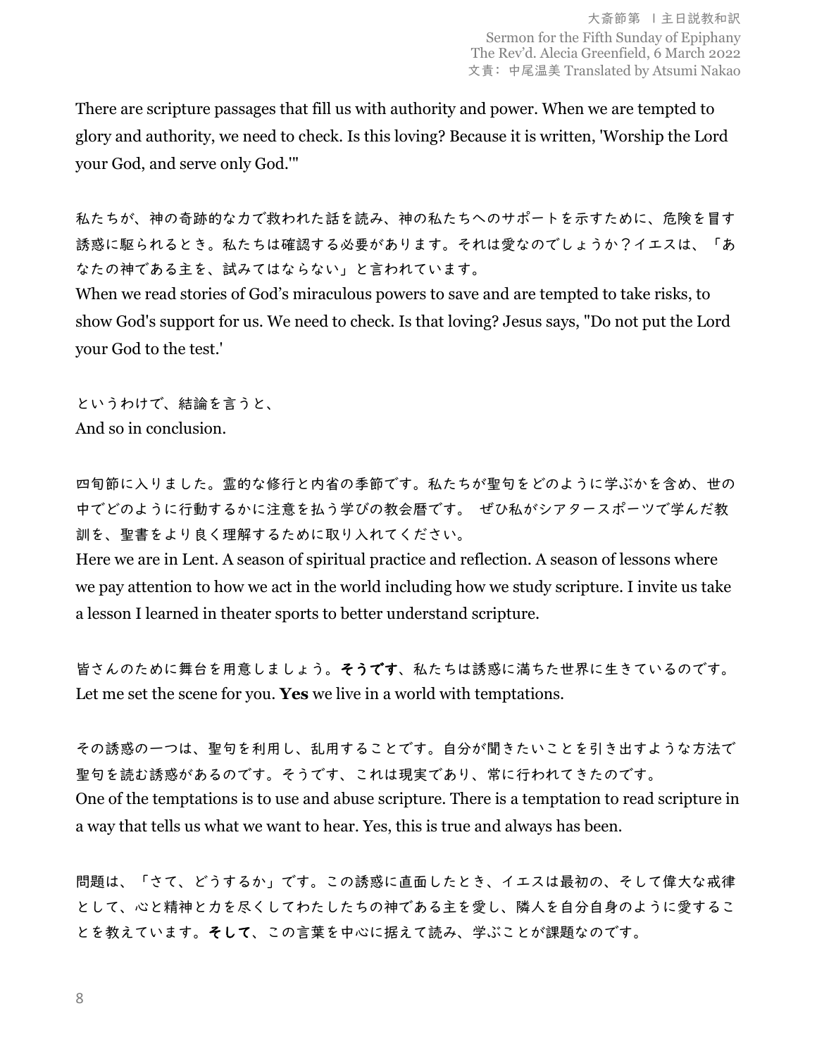There are scripture passages that fill us with authority and power. When we are tempted to glory and authority, we need to check. Is this loving? Because it is written, 'Worship the Lord your God, and serve only God.'"

私たちが、神の奇跡的な力で救われた話を読み、神の私たちへのサポートを示すために、危険を冒す誘惑に駆られるとき。私たちは確認する必要があります。それは愛なのでしょうか？イエスは、「あなたの神である主を、試みてはならない」と言われています。
When we read stories of God's miraculous powers to save and are tempted to take risks, to show God's support for us. We need to check. Is that loving? Jesus says, "Do not put the Lord your God to the test.'

というわけで、結論を言うと、
And so in conclusion.

四旬節に入りました。霊的な修行と内省の季節です。私たちが聖句をどのように学ぶかを含め、世の中でどのように行動するかに注意を払う学びの教会暦です。 ぜひ私がシアタースポーツで学んだ教訓を、聖書をより良く理解するために取り入れてください。
Here we are in Lent. A season of spiritual practice and reflection. A season of lessons where we pay attention to how we act in the world including how we study scripture. I invite us take a lesson I learned in theater sports to better understand scripture.

皆さんのために舞台を用意しましょう。**そうです**、私たちは誘惑に満ちた世界に生きているのです。
Let me set the scene for you. **Yes** we live in a world with temptations.

その誘惑の一つは、聖句を利用し、乱用することです。自分が聞きたいことを引き出すような方法で聖句を読む誘惑があるのです。そうです、これは現実であり、常に行われてきたのです。
One of the temptations is to use and abuse scripture. There is a temptation to read scripture in a way that tells us what we want to hear. Yes, this is true and always has been.

問題は、「さて、どうするか」です。この誘惑に直面したとき、イエスは最初の、そして偉大な戒律として、心と精神と力を尽くしてわたしたちの神である主を愛し、隣人を自分自身のように愛することを教えています。**そして**、この言葉を中心に据えて読み、学ぶことが課題なのです。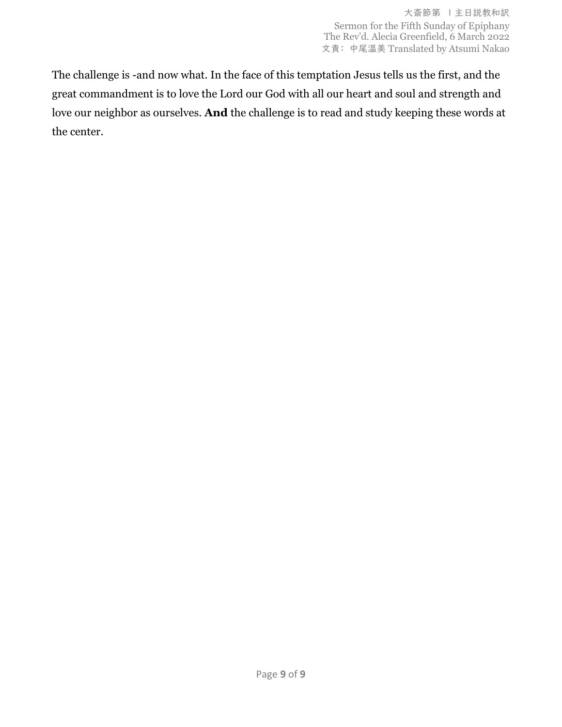The challenge is -and now what. In the face of this temptation Jesus tells us the first, and the great commandment is to love the Lord our God with all our heart and soul and strength and love our neighbor as ourselves. **And** the challenge is to read and study keeping these words at the center.